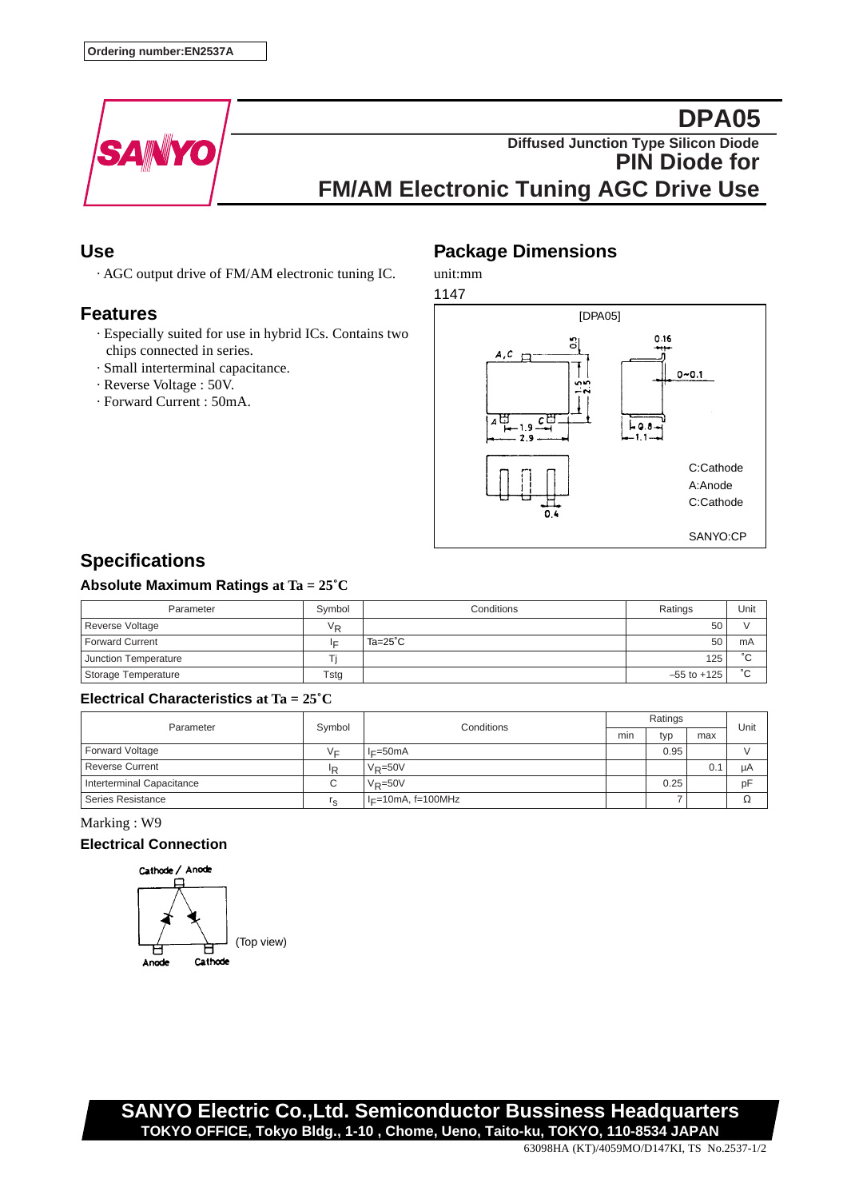Ordering number:EN2537A

SANYO

# DPA05

Diffused Junction Type Silicon Diode

## PIN Diode for FM/AM Electronic Tuning AGC Drive Use

## Use

· AGC output drive of FM/AM electronic tuning IC.

## Features

· Especially suited for use in hybrid ICs. Contains two chips connected in series.
· Small interterminal capacitance.
· Reverse Voltage : 50V.
· Forward Current : 50mA.

## Package Dimensions

unit:mm

1147

[DPA05]

C:Cathode
A:Anode
C:Cathode

SANYO:CP

## Specifications

### Absolute Maximum Ratings at Ta = 25˚C

| Parameter | Symbol | Conditions | Ratings | Unit |
|---|---|---|---|---|
| Reverse Voltage | $V_R$ | | 50 | V |
| Forward Current | $I_F$ | Ta=25˚C | 50 | mA |
| Junction Temperature | Tj | | 125 | ˚C |
| Storage Temperature | Tstg | | –55 to +125 | ˚C |

### Electrical Characteristics at Ta = 25˚C

| Parameter | Symbol | Conditions | Ratings | | | Unit |
|---|---|---|---|---|---|---|
| | | | min | typ | max | |
| Forward Voltage | $V_F$ | $I_F$=50mA | | 0.95 | | V |
| Reverse Current | $I_R$ | $V_R$=50V | | | 0.1 | µA |
| Interterminal Capacitance | C | $V_R$=50V | | 0.25 | | pF |
| Series Resistance | $r_s$ | $I_F$=10mA, f=100MHz | | 7 | | Ω |

Marking : W9

### Electrical Connection

Cathode / Anode

Anode     Cathode

(Top view)

**SANYO Electric Co.,Ltd. Semiconductor Bussiness Headquarters**
**TOKYO OFFICE, Tokyo Bldg., 1-10 , Chome, Ueno, Taito-ku, TOKYO, 110-8534 JAPAN**

63098HA (KT)/4059MO/D147KI, TS No.2537-1/2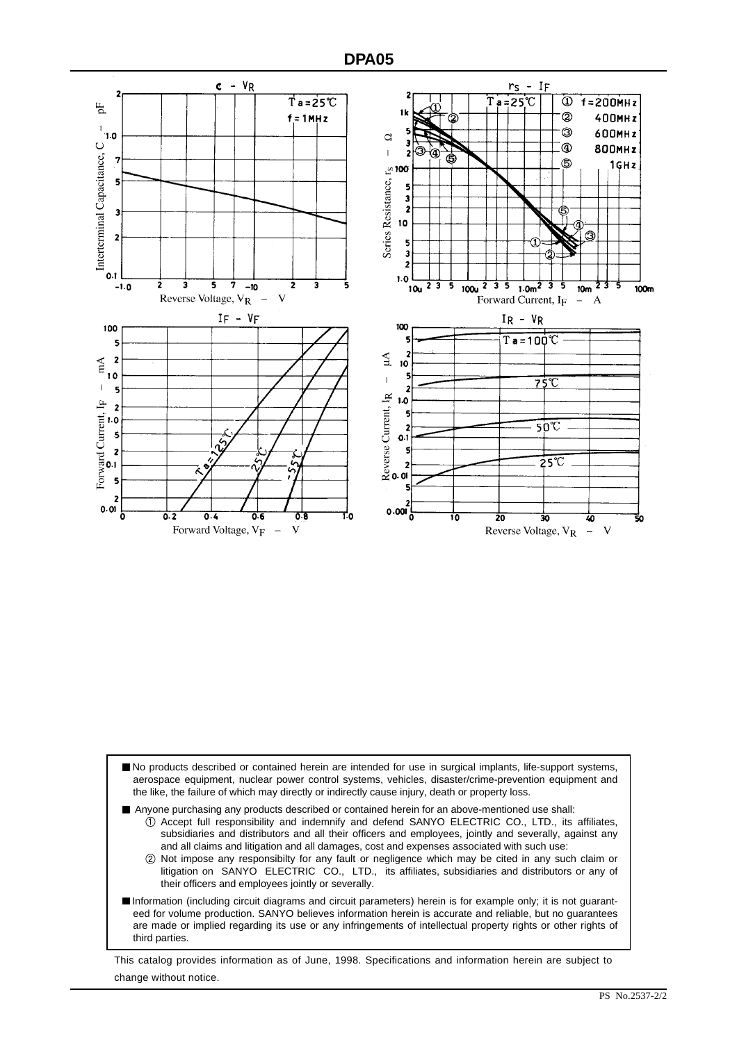# DPA05

c – $V_R$

Ta = 25℃

f = 1MHz

Interterminal Capacitance, C – pF

2, 1.0, 7, 5, 3, 2, 0.1

–1.0, 2, 3, 5, 7, –10, 2, 3, 5

Reverse Voltage, $V_R$ – V

$r_S$ – $I_F$

Ta = 25℃

① f = 200MHz
② 400MHz
③ 600MHz
④ 800MHz
⑤ 1GHz

Series Resistance, $r_S$ – Ω

2, 1k, 5, 3, 2, 100, 5, 3, 2, 10, 5, 3, 2, 1.0

10u, 2, 3, 5, 100u, 2, 3, 5, 1.0m, 2, 3, 5, 10m, 2, 3, 5, 100m

Forward Current, $I_F$ – A

$I_F$ – $V_F$

Forward Current, $I_F$ – mA

100, 5, 2, 10, 5, 2, 1.0, 5, 2, 0.1, 5, 2, 0.01

Ta = 125℃

25℃

–55℃

0, 0.2, 0.4, 0.6, 0.8, 1.0

Forward Voltage, $V_F$ – V

$I_R$ – $V_R$

Reverse Current, $I_R$ – μA

100, 5, 2, 10, 5, 2, 1.0, 5, 2, 0.1, 5, 2, 0.01, 5, 2, 0.001

Ta = 100℃

75℃

50℃

25℃

0, 10, 20, 30, 40, 50

Reverse Voltage, $V_R$ – V

- No products described or contained herein are intended for use in surgical implants, life-support systems, aerospace equipment, nuclear power control systems, vehicles, disaster/crime-prevention equipment and the like, the failure of which may directly or indirectly cause injury, death or property loss.
- Anyone purchasing any products described or contained herein for an above-mentioned use shall:
  ① Accept full responsibility and indemnify and defend SANYO ELECTRIC CO., LTD., its affiliates, subsidiaries and distributors and all their officers and employees, jointly and severally, against any and all claims and litigation and all damages, cost and expenses associated with such use:
  ② Not impose any responsibilty for any fault or negligence which may be cited in any such claim or litigation on SANYO ELECTRIC CO., LTD., its affiliates, subsidiaries and distributors or any of their officers and employees jointly or severally.
- Information (including circuit diagrams and circuit parameters) herein is for example only; it is not guaranteed for volume production. SANYO believes information herein is accurate and reliable, but no guarantees are made or implied regarding its use or any infringements of intellectual property rights or other rights of third parties.

This catalog provides information as of June, 1998. Specifications and information herein are subject to change without notice.

PS No.2537-2/2